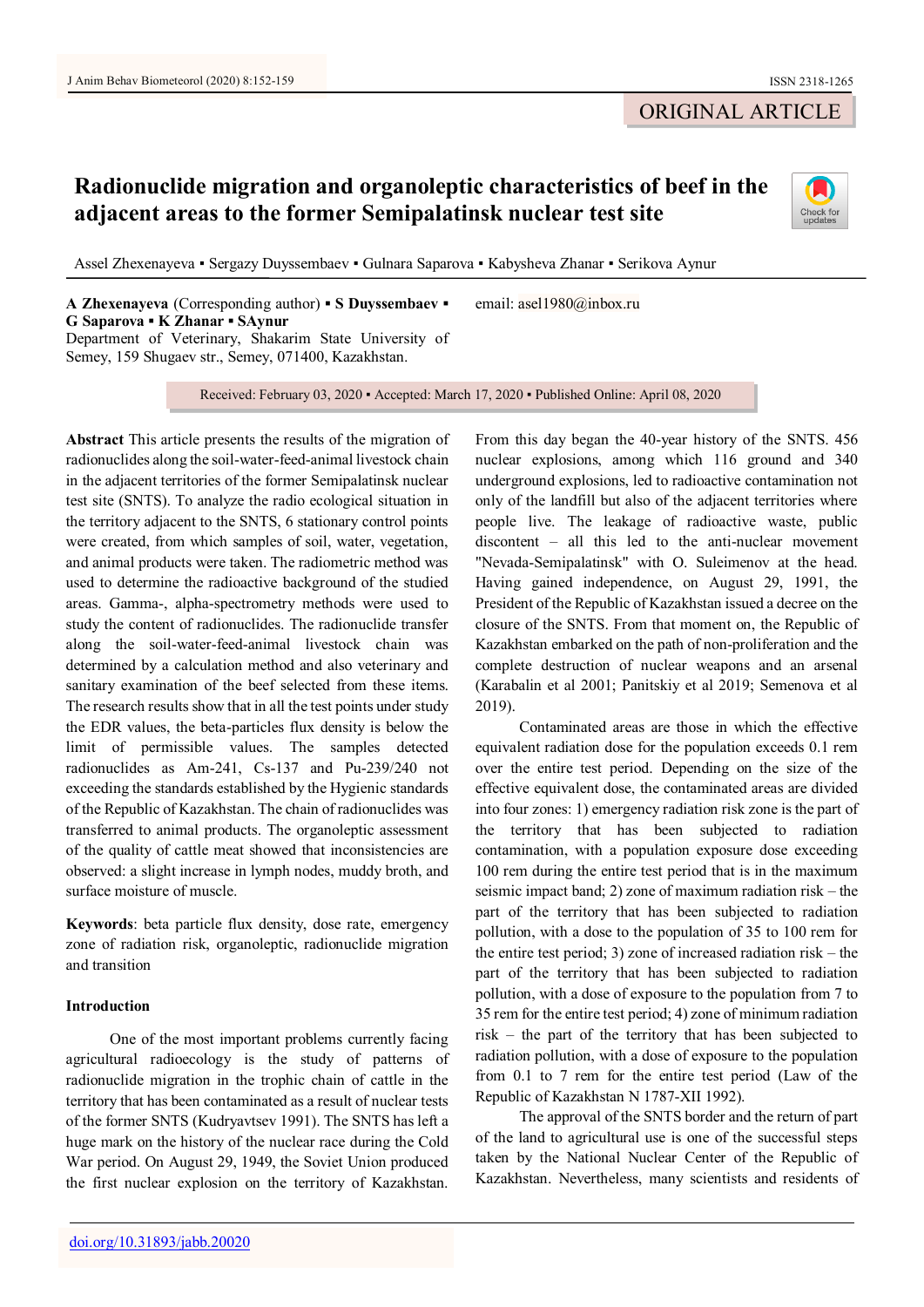ORIGINAL ARTICLE

# Radionuclide migration and organoleptic characteristics of beef in the adjacent areas to the former Semipalatinsk nuclear test site

Assel Zhexenayeva ▪ Sergazy Duyssembaev ▪ Gulnara Saparova ▪ Kabysheva Zhanar ▪ Serikova Aynur

**A Zhexenayeva** (Corresponding author) ▪ **S Duyssembaev** ▪ **G Saparova** ▪ **K Zhanar** ▪ **SAynur**
Department of Veterinary, Shakarim State University of Semey, 159 Shugaev str., Semey, 071400, Kazakhstan.

email: asel1980@inbox.ru

Received: February 03, 2020 ▪ Accepted: March 17, 2020 ▪ Published Online: April 08, 2020

**Abstract** This article presents the results of the migration of radionuclides along the soil-water-feed-animal livestock chain in the adjacent territories of the former Semipalatinsk nuclear test site (SNTS). To analyze the radio ecological situation in the territory adjacent to the SNTS, 6 stationary control points were created, from which samples of soil, water, vegetation, and animal products were taken. The radiometric method was used to determine the radioactive background of the studied areas. Gamma-, alpha-spectrometry methods were used to study the content of radionuclides. The radionuclide transfer along the soil-water-feed-animal livestock chain was determined by a calculation method and also veterinary and sanitary examination of the beef selected from these items. The research results show that in all the test points under study the EDR values, the beta-particles flux density is below the limit of permissible values. The samples detected radionuclides as Am-241, Cs-137 and Pu-239/240 not exceeding the standards established by the Hygienic standards of the Republic of Kazakhstan. The chain of radionuclides was transferred to animal products. The organoleptic assessment of the quality of cattle meat showed that inconsistencies are observed: a slight increase in lymph nodes, muddy broth, and surface moisture of muscle.

**Keywords**: beta particle flux density, dose rate, emergency zone of radiation risk, organoleptic, radionuclide migration and transition

## Introduction

One of the most important problems currently facing agricultural radioecology is the study of patterns of radionuclide migration in the trophic chain of cattle in the territory that has been contaminated as a result of nuclear tests of the former SNTS (Kudryavtsev 1991). The SNTS has left a huge mark on the history of the nuclear race during the Cold War period. On August 29, 1949, the Soviet Union produced the first nuclear explosion on the territory of Kazakhstan. From this day began the 40-year history of the SNTS. 456 nuclear explosions, among which 116 ground and 340 underground explosions, led to radioactive contamination not only of the landfill but also of the adjacent territories where people live. The leakage of radioactive waste, public discontent – all this led to the anti-nuclear movement "Nevada-Semipalatinsk" with O. Suleimenov at the head. Having gained independence, on August 29, 1991, the President of the Republic of Kazakhstan issued a decree on the closure of the SNTS. From that moment on, the Republic of Kazakhstan embarked on the path of non-proliferation and the complete destruction of nuclear weapons and an arsenal (Karabalin et al 2001; Panitskiy et al 2019; Semenova et al 2019).

Contaminated areas are those in which the effective equivalent radiation dose for the population exceeds 0.1 rem over the entire test period. Depending on the size of the effective equivalent dose, the contaminated areas are divided into four zones: 1) emergency radiation risk zone is the part of the territory that has been subjected to radiation contamination, with a population exposure dose exceeding 100 rem during the entire test period that is in the maximum seismic impact band; 2) zone of maximum radiation risk – the part of the territory that has been subjected to radiation pollution, with a dose to the population of 35 to 100 rem for the entire test period; 3) zone of increased radiation risk – the part of the territory that has been subjected to radiation pollution, with a dose of exposure to the population from 7 to 35 rem for the entire test period; 4) zone of minimum radiation risk – the part of the territory that has been subjected to radiation pollution, with a dose of exposure to the population from 0.1 to 7 rem for the entire test period (Law of the Republic of Kazakhstan N 1787-XII 1992).

The approval of the SNTS border and the return of part of the land to agricultural use is one of the successful steps taken by the National Nuclear Center of the Republic of Kazakhstan. Nevertheless, many scientists and residents of

doi.org/10.31893/jabb.20020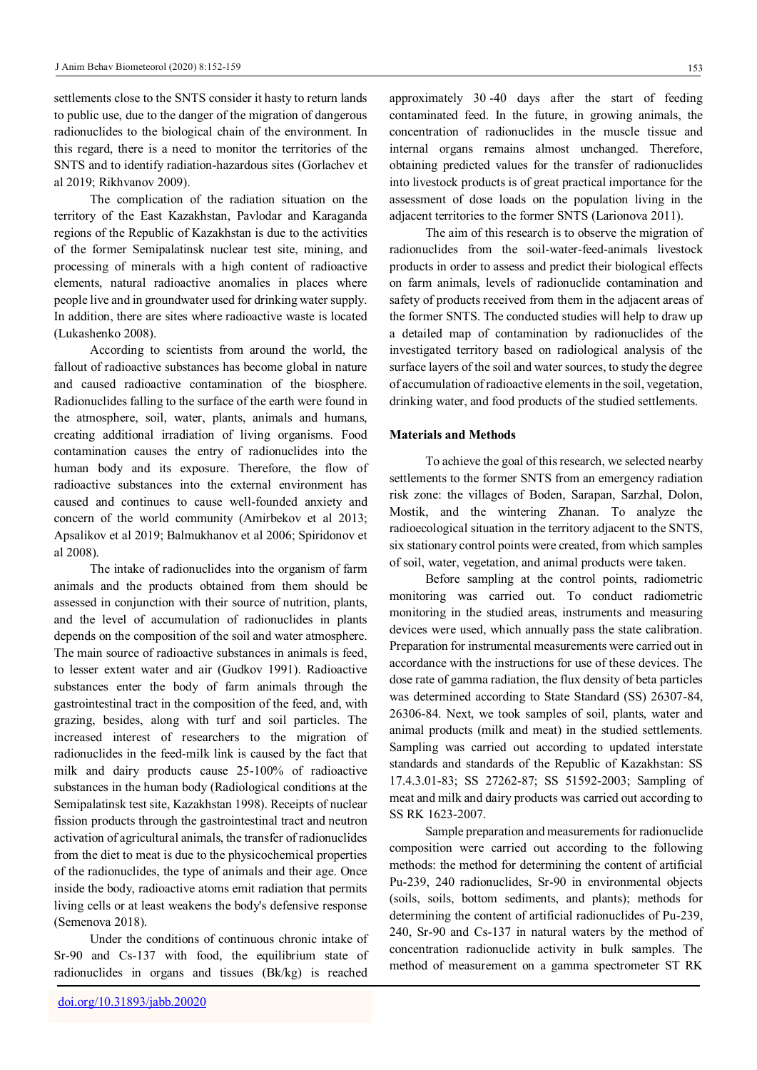settlements close to the SNTS consider it hasty to return lands to public use, due to the danger of the migration of dangerous radionuclides to the biological chain of the environment. In this regard, there is a need to monitor the territories of the SNTS and to identify radiation-hazardous sites (Gorlachev et al 2019; Rikhvanov 2009).

The complication of the radiation situation on the territory of the East Kazakhstan, Pavlodar and Karaganda regions of the Republic of Kazakhstan is due to the activities of the former Semipalatinsk nuclear test site, mining, and processing of minerals with a high content of radioactive elements, natural radioactive anomalies in places where people live and in groundwater used for drinking water supply. In addition, there are sites where radioactive waste is located (Lukashenko 2008).

According to scientists from around the world, the fallout of radioactive substances has become global in nature and caused radioactive contamination of the biosphere. Radionuclides falling to the surface of the earth were found in the atmosphere, soil, water, plants, animals and humans, creating additional irradiation of living organisms. Food contamination causes the entry of radionuclides into the human body and its exposure. Therefore, the flow of radioactive substances into the external environment has caused and continues to cause well-founded anxiety and concern of the world community (Amirbekov et al 2013; Apsalikov et al 2019; Balmukhanov et al 2006; Spiridonov et al 2008).

The intake of radionuclides into the organism of farm animals and the products obtained from them should be assessed in conjunction with their source of nutrition, plants, and the level of accumulation of radionuclides in plants depends on the composition of the soil and water atmosphere. The main source of radioactive substances in animals is feed, to lesser extent water and air (Gudkov 1991). Radioactive substances enter the body of farm animals through the gastrointestinal tract in the composition of the feed, and, with grazing, besides, along with turf and soil particles. The increased interest of researchers to the migration of radionuclides in the feed-milk link is caused by the fact that milk and dairy products cause 25-100% of radioactive substances in the human body (Radiological conditions at the Semipalatinsk test site, Kazakhstan 1998). Receipts of nuclear fission products through the gastrointestinal tract and neutron activation of agricultural animals, the transfer of radionuclides from the diet to meat is due to the physicochemical properties of the radionuclides, the type of animals and their age. Once inside the body, radioactive atoms emit radiation that permits living cells or at least weakens the body's defensive response (Semenova 2018).

Under the conditions of continuous chronic intake of Sr-90 and Cs-137 with food, the equilibrium state of radionuclides in organs and tissues (Bk/kg) is reached approximately 30 -40 days after the start of feeding contaminated feed. In the future, in growing animals, the concentration of radionuclides in the muscle tissue and internal organs remains almost unchanged. Therefore, obtaining predicted values for the transfer of radionuclides into livestock products is of great practical importance for the assessment of dose loads on the population living in the adjacent territories to the former SNTS (Larionova 2011).

The aim of this research is to observe the migration of radionuclides from the soil-water-feed-animals livestock products in order to assess and predict their biological effects on farm animals, levels of radionuclide contamination and safety of products received from them in the adjacent areas of the former SNTS. The conducted studies will help to draw up a detailed map of contamination by radionuclides of the investigated territory based on radiological analysis of the surface layers of the soil and water sources, to study the degree of accumulation of radioactive elements in the soil, vegetation, drinking water, and food products of the studied settlements.

## Materials and Methods

To achieve the goal of this research, we selected nearby settlements to the former SNTS from an emergency radiation risk zone: the villages of Boden, Sarapan, Sarzhal, Dolon, Mostik, and the wintering Zhanan. To analyze the radioecological situation in the territory adjacent to the SNTS, six stationary control points were created, from which samples of soil, water, vegetation, and animal products were taken.

Before sampling at the control points, radiometric monitoring was carried out. To conduct radiometric monitoring in the studied areas, instruments and measuring devices were used, which annually pass the state calibration. Preparation for instrumental measurements were carried out in accordance with the instructions for use of these devices. The dose rate of gamma radiation, the flux density of beta particles was determined according to State Standard (SS) 26307-84, 26306-84. Next, we took samples of soil, plants, water and animal products (milk and meat) in the studied settlements. Sampling was carried out according to updated interstate standards and standards of the Republic of Kazakhstan: SS 17.4.3.01-83; SS 27262-87; SS 51592-2003; Sampling of meat and milk and dairy products was carried out according to SS RK 1623-2007.

Sample preparation and measurements for radionuclide composition were carried out according to the following methods: the method for determining the content of artificial Pu-239, 240 radionuclides, Sr-90 in environmental objects (soils, soils, bottom sediments, and plants); methods for determining the content of artificial radionuclides of Pu-239, 240, Sr-90 and Cs-137 in natural waters by the method of concentration radionuclide activity in bulk samples. The method of measurement on a gamma spectrometer ST RK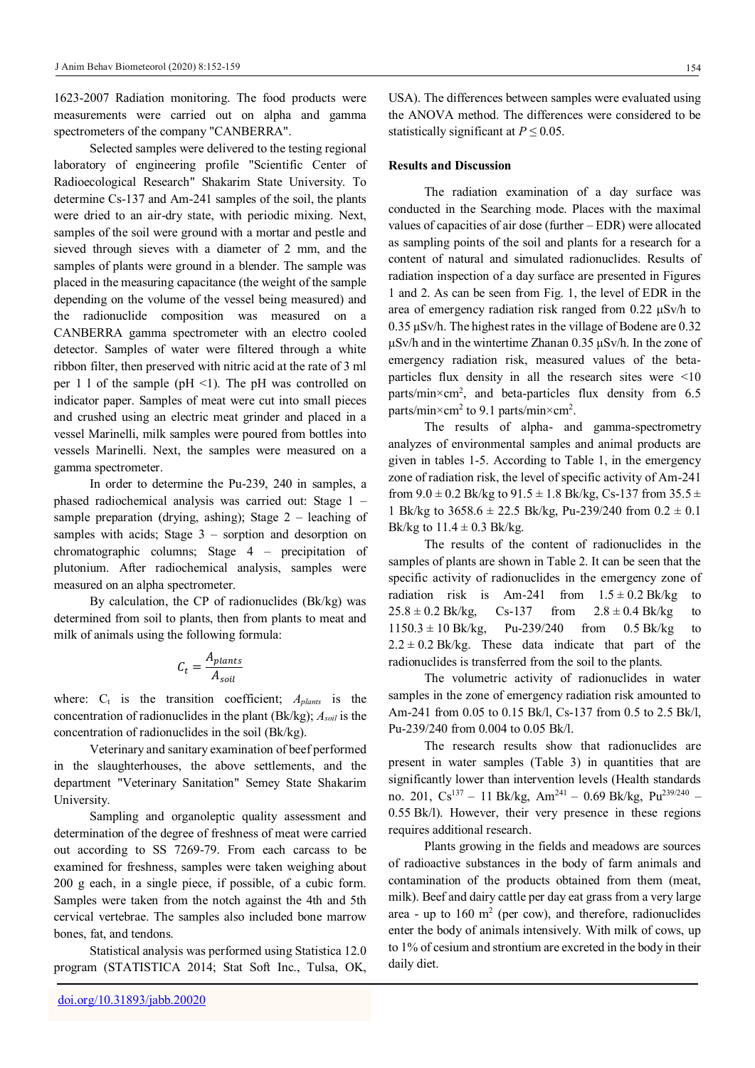1623-2007 Radiation monitoring. The food products were measurements were carried out on alpha and gamma spectrometers of the company "CANBERRA".

Selected samples were delivered to the testing regional laboratory of engineering profile "Scientific Center of Radioecological Research" Shakarim State University. To determine Cs-137 and Am-241 samples of the soil, the plants were dried to an air-dry state, with periodic mixing. Next, samples of the soil were ground with a mortar and pestle and sieved through sieves with a diameter of 2 mm, and the samples of plants were ground in a blender. The sample was placed in the measuring capacitance (the weight of the sample depending on the volume of the vessel being measured) and the radionuclide composition was measured on a CANBERRA gamma spectrometer with an electro cooled detector. Samples of water were filtered through a white ribbon filter, then preserved with nitric acid at the rate of 3 ml per 1 l of the sample (pH <1). The pH was controlled on indicator paper. Samples of meat were cut into small pieces and crushed using an electric meat grinder and placed in a vessel Marinelli, milk samples were poured from bottles into vessels Marinelli. Next, the samples were measured on a gamma spectrometer.

In order to determine the Pu-239, 240 in samples, a phased radiochemical analysis was carried out: Stage 1 – sample preparation (drying, ashing); Stage 2 – leaching of samples with acids; Stage 3 – sorption and desorption on chromatographic columns; Stage 4 – precipitation of plutonium. After radiochemical analysis, samples were measured on an alpha spectrometer.

By calculation, the CP of radionuclides (Bk/kg) was determined from soil to plants, then from plants to meat and milk of animals using the following formula:

$$C_t = \frac{A_{plants}}{A_{soil}}$$

where: $C_t$ is the transition coefficient; $A_{plants}$ is the concentration of radionuclides in the plant (Bk/kg); $A_{soil}$ is the concentration of radionuclides in the soil (Bk/kg).

Veterinary and sanitary examination of beef performed in the slaughterhouses, the above settlements, and the department "Veterinary Sanitation" Semey State Shakarim University.

Sampling and organoleptic quality assessment and determination of the degree of freshness of meat were carried out according to SS 7269-79. From each carcass to be examined for freshness, samples were taken weighing about 200 g each, in a single piece, if possible, of a cubic form. Samples were taken from the notch against the 4th and 5th cervical vertebrae. The samples also included bone marrow bones, fat, and tendons.

Statistical analysis was performed using Statistica 12.0 program (STATISTICA 2014; Stat Soft Inc., Tulsa, OK, USA). The differences between samples were evaluated using the ANOVA method. The differences were considered to be statistically significant at $P \leq 0.05$.

## Results and Discussion

The radiation examination of a day surface was conducted in the Searching mode. Places with the maximal values of capacities of air dose (further – EDR) were allocated as sampling points of the soil and plants for a research for a content of natural and simulated radionuclides. Results of radiation inspection of a day surface are presented in Figures 1 and 2. As can be seen from Fig. 1, the level of EDR in the area of emergency radiation risk ranged from 0.22 μSv/h to 0.35 μSv/h. The highest rates in the village of Bodene are 0.32 μSv/h and in the wintertime Zhanan 0.35 μSv/h. In the zone of emergency radiation risk, measured values of the beta-particles flux density in all the research sites were <10 parts/min×cm$^2$, and beta-particles flux density from 6.5 parts/min×cm$^2$ to 9.1 parts/min×cm$^2$.

The results of alpha- and gamma-spectrometry analyzes of environmental samples and animal products are given in tables 1-5. According to Table 1, in the emergency zone of radiation risk, the level of specific activity of Am-241 from 9.0 ± 0.2 Bk/kg to 91.5 ± 1.8 Bk/kg, Cs-137 from 35.5 ± 1 Bk/kg to 3658.6 ± 22.5 Bk/kg, Pu-239/240 from 0.2 ± 0.1 Bk/kg to 11.4 ± 0.3 Bk/kg.

The results of the content of radionuclides in the samples of plants are shown in Table 2. It can be seen that the specific activity of radionuclides in the emergency zone of radiation risk is Am-241 from 1.5 ± 0.2 Bk/kg to 25.8 ± 0.2 Bk/kg, Cs-137 from 2.8 ± 0.4 Bk/kg to 1150.3 ± 10 Bk/kg, Pu-239/240 from 0.5 Bk/kg to 2.2 ± 0.2 Bk/kg. These data indicate that part of the radionuclides is transferred from the soil to the plants.

The volumetric activity of radionuclides in water samples in the zone of emergency radiation risk amounted to Am-241 from 0.05 to 0.15 Bk/l, Cs-137 from 0.5 to 2.5 Bk/l, Pu-239/240 from 0.004 to 0.05 Bk/l.

The research results show that radionuclides are present in water samples (Table 3) in quantities that are significantly lower than intervention levels (Health standards no. 201, $Cs^{137}$ – 11 Bk/kg, $Am^{241}$ – 0.69 Bk/kg, $Pu^{239/240}$ – 0.55 Bk/l). However, their very presence in these regions requires additional research.

Plants growing in the fields and meadows are sources of radioactive substances in the body of farm animals and contamination of the products obtained from them (meat, milk). Beef and dairy cattle per day eat grass from a very large area - up to 160 m$^2$ (per cow), and therefore, radionuclides enter the body of animals intensively. With milk of cows, up to 1% of cesium and strontium are excreted in the body in their daily diet.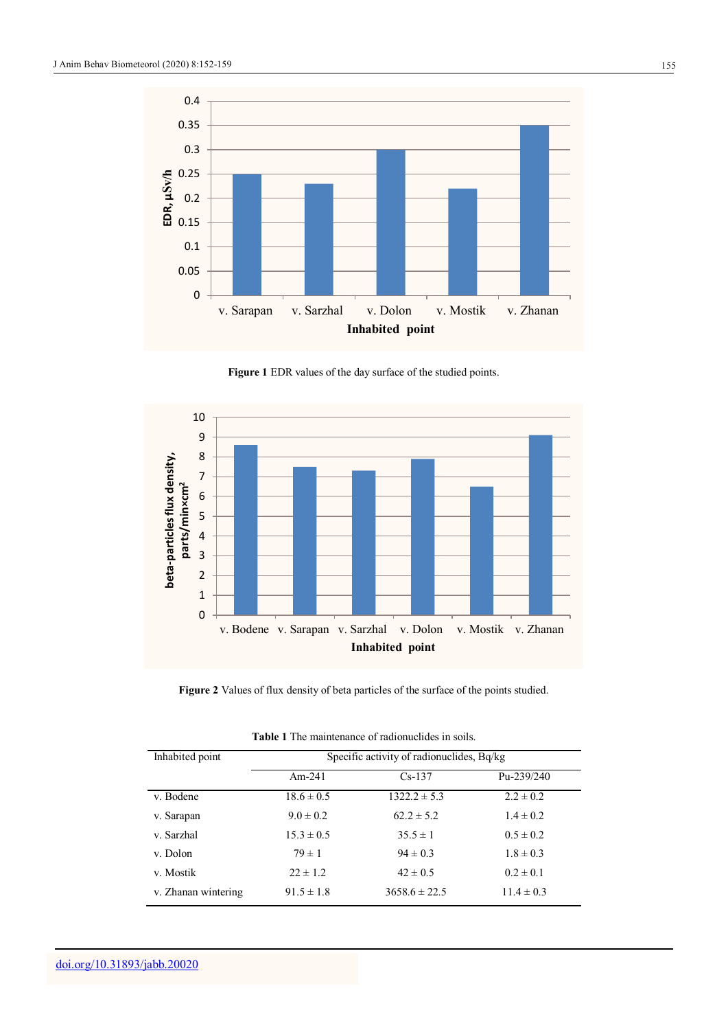**Figure 1** EDR values of the day surface of the studied points.

**Figure 2** Values of flux density of beta particles of the surface of the points studied.

**Table 1** The maintenance of radionuclides in soils.

| Inhabited point | Specific activity of radionuclides, Bq/kg | | |
|---|---|---|---|
| | Am-241 | Cs-137 | Pu-239/240 |
| v. Bodene | 18.6 ± 0.5 | 1322.2 ± 5.3 | 2.2 ± 0.2 |
| v. Sarapan | 9.0 ± 0.2 | 62.2 ± 5.2 | 1.4 ± 0.2 |
| v. Sarzhal | 15.3 ± 0.5 | 35.5 ± 1 | 0.5 ± 0.2 |
| v. Dolon | 79 ± 1 | 94 ± 0.3 | 1.8 ± 0.3 |
| v. Mostik | 22 ± 1.2 | 42 ± 0.5 | 0.2 ± 0.1 |
| v. Zhanan wintering | 91.5 ± 1.8 | 3658.6 ± 22.5 | 11.4 ± 0.3 |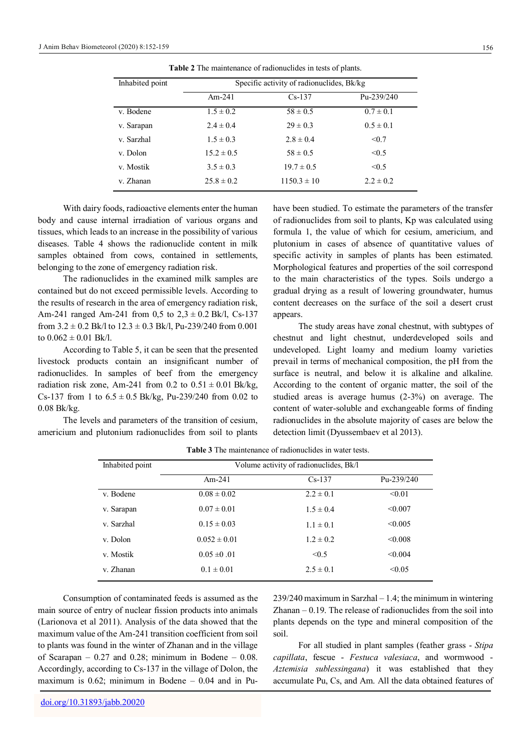**Table 2** The maintenance of radionuclides in tests of plants.

| Inhabited point | Specific activity of radionuclides, Bk/kg | | |
|---|---|---|---|
| | Am-241 | Cs-137 | Pu-239/240 |
| v. Bodene | 1.5 ± 0.2 | 58 ± 0.5 | 0.7 ± 0.1 |
| v. Sarapan | 2.4 ± 0.4 | 29 ± 0.3 | 0.5 ± 0.1 |
| v. Sarzhal | 1.5 ± 0.3 | 2.8 ± 0.4 | <0.7 |
| v. Dolon | 15.2 ± 0.5 | 58 ± 0.5 | <0.5 |
| v. Mostik | 3.5 ± 0.3 | 19.7 ± 0.5 | <0.5 |
| v. Zhanan | 25.8 ± 0.2 | 1150.3 ± 10 | 2.2 ± 0.2 |

With dairy foods, radioactive elements enter the human body and cause internal irradiation of various organs and tissues, which leads to an increase in the possibility of various diseases. Table 4 shows the radionuclide content in milk samples obtained from cows, contained in settlements, belonging to the zone of emergency radiation risk.

The radionuclides in the examined milk samples are contained but do not exceed permissible levels. According to the results of research in the area of emergency radiation risk, Am-241 ranged Am-241 from 0,5 to 2,3 ± 0.2 Bk/l, Cs-137 from 3.2 ± 0.2 Bk/l to 12.3 ± 0.3 Bk/l, Pu-239/240 from 0.001 to 0.062 ± 0.01 Bk/l.

According to Table 5, it can be seen that the presented livestock products contain an insignificant number of radionuclides. In samples of beef from the emergency radiation risk zone, Am-241 from 0.2 to 0.51 ± 0.01 Bk/kg, Cs-137 from 1 to 6.5 ± 0.5 Bk/kg, Pu-239/240 from 0.02 to 0.08 Bk/kg.

The levels and parameters of the transition of cesium, americium and plutonium radionuclides from soil to plants have been studied. To estimate the parameters of the transfer of radionuclides from soil to plants, Kp was calculated using formula 1, the value of which for cesium, americium, and plutonium in cases of absence of quantitative values of specific activity in samples of plants has been estimated. Morphological features and properties of the soil correspond to the main characteristics of the types. Soils undergo a gradual drying as a result of lowering groundwater, humus content decreases on the surface of the soil a desert crust appears.

The study areas have zonal chestnut, with subtypes of chestnut and light chestnut, underdeveloped soils and undeveloped. Light loamy and medium loamy varieties prevail in terms of mechanical composition, the pH from the surface is neutral, and below it is alkaline and alkaline. According to the content of organic matter, the soil of the studied areas is average humus (2-3%) on average. The content of water-soluble and exchangeable forms of finding radionuclides in the absolute majority of cases are below the detection limit (Dyussembaev et al 2013).

**Table 3** The maintenance of radionuclides in water tests.

| Inhabited point | Volume activity of radionuclides, Bk/l | | |
|---|---|---|---|
| | Am-241 | Cs-137 | Pu-239/240 |
| v. Bodene | 0.08 ± 0.02 | 2.2 ± 0.1 | <0.01 |
| v. Sarapan | 0.07 ± 0.01 | 1.5 ± 0.4 | <0.007 |
| v. Sarzhal | 0.15 ± 0.03 | 1.1 ± 0.1 | <0.005 |
| v. Dolon | 0.052 ± 0.01 | 1.2 ± 0.2 | <0.008 |
| v. Mostik | 0.05 ±0 .01 | <0.5 | <0.004 |
| v. Zhanan | 0.1 ± 0.01 | 2.5 ± 0.1 | <0.05 |

Consumption of contaminated feeds is assumed as the main source of entry of nuclear fission products into animals (Larionova et al 2011). Analysis of the data showed that the maximum value of the Am-241 transition coefficient from soil to plants was found in the winter of Zhanan and in the village of Scarapan – 0.27 and 0.28; minimum in Bodene – 0.08. Accordingly, according to Cs-137 in the village of Dolon, the maximum is 0.62; minimum in Bodene – 0.04 and in Pu-239/240 maximum in Sarzhal – 1.4; the minimum in wintering Zhanan – 0.19. The release of radionuclides from the soil into plants depends on the type and mineral composition of the soil.

For all studied in plant samples (feather grass - *Stipa capillata*, fescue - *Festuca valesiaca*, and wormwood - *Aztemisia sublessingana*) it was established that they accumulate Pu, Cs, and Am. All the data obtained features of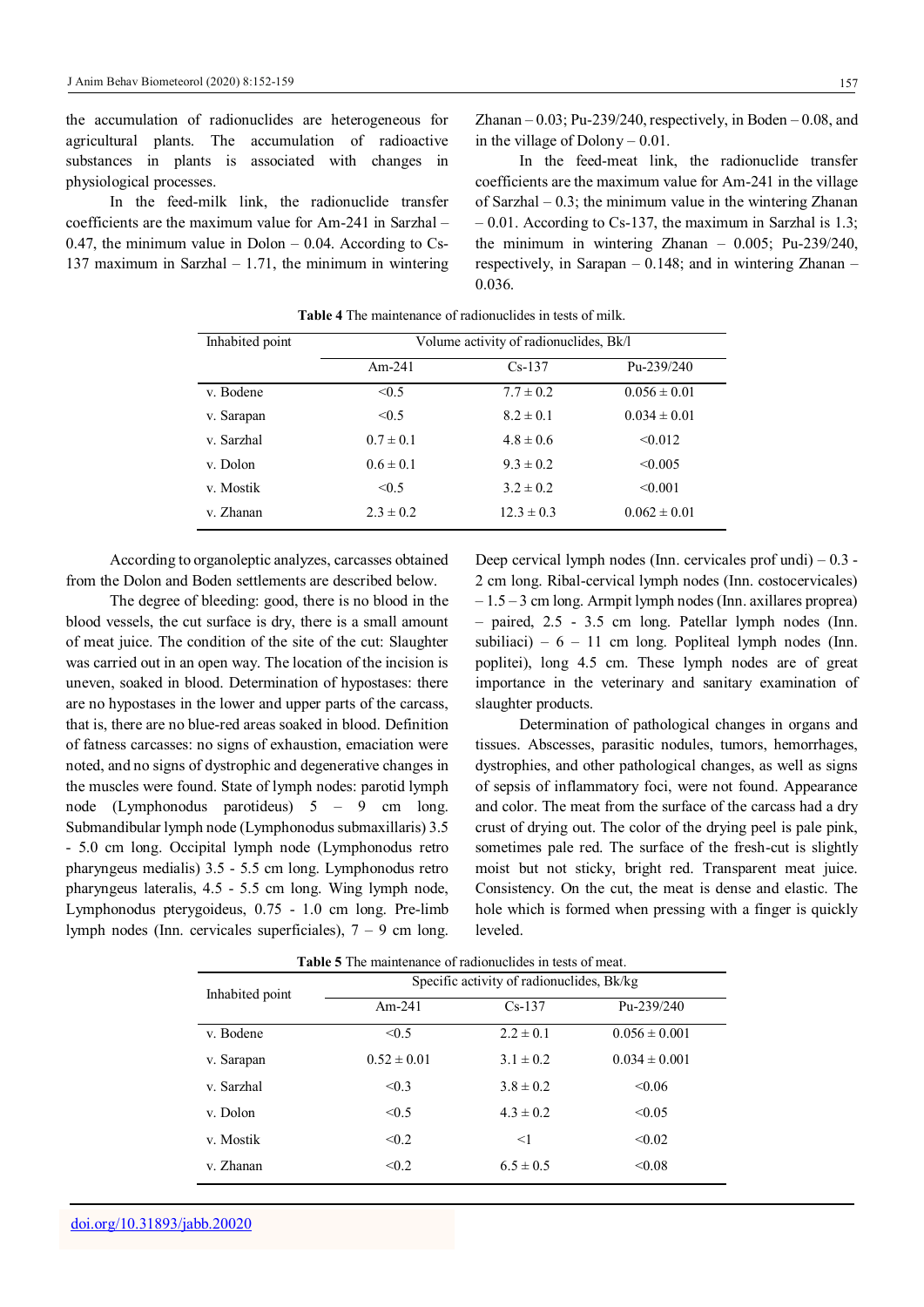the accumulation of radionuclides are heterogeneous for agricultural plants. The accumulation of radioactive substances in plants is associated with changes in physiological processes.

In the feed-milk link, the radionuclide transfer coefficients are the maximum value for Am-241 in Sarzhal – 0.47, the minimum value in Dolon – 0.04. According to Cs-137 maximum in Sarzhal – 1.71, the minimum in wintering Zhanan – 0.03; Pu-239/240, respectively, in Boden – 0.08, and in the village of Dolony – 0.01.

In the feed-meat link, the radionuclide transfer coefficients are the maximum value for Am-241 in the village of Sarzhal – 0.3; the minimum value in the wintering Zhanan – 0.01. According to Cs-137, the maximum in Sarzhal is 1.3; the minimum in wintering Zhanan – 0.005; Pu-239/240, respectively, in Sarapan – 0.148; and in wintering Zhanan – 0.036.

**Table 4** The maintenance of radionuclides in tests of milk.

| Inhabited point | Volume activity of radionuclides, Bk/l | | |
|---|---|---|---|
| | Am-241 | Cs-137 | Pu-239/240 |
| v. Bodene | <0.5 | 7.7 ± 0.2 | 0.056 ± 0.01 |
| v. Sarapan | <0.5 | 8.2 ± 0.1 | 0.034 ± 0.01 |
| v. Sarzhal | 0.7 ± 0.1 | 4.8 ± 0.6 | <0.012 |
| v. Dolon | 0.6 ± 0.1 | 9.3 ± 0.2 | <0.005 |
| v. Mostik | <0.5 | 3.2 ± 0.2 | <0.001 |
| v. Zhanan | 2.3 ± 0.2 | 12.3 ± 0.3 | 0.062 ± 0.01 |

According to organoleptic analyzes, carcasses obtained from the Dolon and Boden settlements are described below.

The degree of bleeding: good, there is no blood in the blood vessels, the cut surface is dry, there is a small amount of meat juice. The condition of the site of the cut: Slaughter was carried out in an open way. The location of the incision is uneven, soaked in blood. Determination of hypostases: there are no hypostases in the lower and upper parts of the carcass, that is, there are no blue-red areas soaked in blood. Definition of fatness carcasses: no signs of exhaustion, emaciation were noted, and no signs of dystrophic and degenerative changes in the muscles were found. State of lymph nodes: parotid lymph node (Lymphonodus parotideus) 5 – 9 cm long. Submandibular lymph node (Lymphonodus submaxillaris) 3.5 - 5.0 cm long. Occipital lymph node (Lymphonodus retro pharyngeus medialis) 3.5 - 5.5 cm long. Lymphonodus retro pharyngeus lateralis, 4.5 - 5.5 cm long. Wing lymph node, Lymphonodus pterygoideus, 0.75 - 1.0 cm long. Pre-limb lymph nodes (Inn. cervicales superficiales), 7 – 9 cm long. Deep cervical lymph nodes (Inn. cervicales prof undi) – 0.3 - 2 cm long. Ribal-cervical lymph nodes (Inn. costocervicales) – 1.5 – 3 cm long. Armpit lymph nodes (Inn. axillares proprea) – paired, 2.5 - 3.5 cm long. Patellar lymph nodes (Inn. subiliaci) – 6 – 11 cm long. Popliteal lymph nodes (Inn. poplitei), long 4.5 cm. These lymph nodes are of great importance in the veterinary and sanitary examination of slaughter products.

Determination of pathological changes in organs and tissues. Abscesses, parasitic nodules, tumors, hemorrhages, dystrophies, and other pathological changes, as well as signs of sepsis of inflammatory foci, were not found. Appearance and color. The meat from the surface of the carcass had a dry crust of drying out. The color of the drying peel is pale pink, sometimes pale red. The surface of the fresh-cut is slightly moist but not sticky, bright red. Transparent meat juice. Consistency. On the cut, the meat is dense and elastic. The hole which is formed when pressing with a finger is quickly leveled.

**Table 5** The maintenance of radionuclides in tests of meat.

| Inhabited point | Specific activity of radionuclides, Bk/kg | | |
|---|---|---|---|
| | Am-241 | Cs-137 | Pu-239/240 |
| v. Bodene | <0.5 | 2.2 ± 0.1 | 0.056 ± 0.001 |
| v. Sarapan | 0.52 ± 0.01 | 3.1 ± 0.2 | 0.034 ± 0.001 |
| v. Sarzhal | <0.3 | 3.8 ± 0.2 | <0.06 |
| v. Dolon | <0.5 | 4.3 ± 0.2 | <0.05 |
| v. Mostik | <0.2 | <1 | <0.02 |
| v. Zhanan | <0.2 | 6.5 ± 0.5 | <0.08 |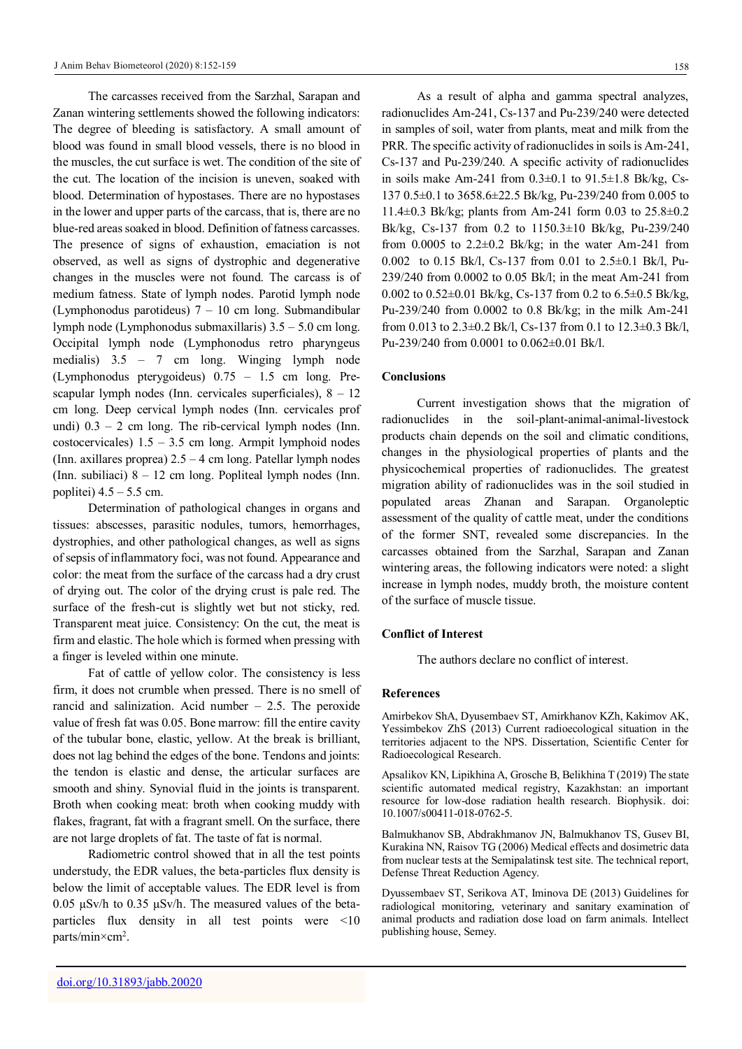The carcasses received from the Sarzhal, Sarapan and Zanan wintering settlements showed the following indicators: The degree of bleeding is satisfactory. A small amount of blood was found in small blood vessels, there is no blood in the muscles, the cut surface is wet. The condition of the site of the cut. The location of the incision is uneven, soaked with blood. Determination of hypostases. There are no hypostases in the lower and upper parts of the carcass, that is, there are no blue-red areas soaked in blood. Definition of fatness carcasses. The presence of signs of exhaustion, emaciation is not observed, as well as signs of dystrophic and degenerative changes in the muscles were not found. The carcass is of medium fatness. State of lymph nodes. Parotid lymph node (Lymphonodus parotideus) 7 – 10 cm long. Submandibular lymph node (Lymphonodus submaxillaris) 3.5 – 5.0 cm long. Occipital lymph node (Lymphonodus retro pharyngeus medialis) 3.5 – 7 cm long. Winging lymph node (Lymphonodus pterygoideus) 0.75 – 1.5 cm long. Pre-scapular lymph nodes (Inn. cervicales superficiales), 8 – 12 cm long. Deep cervical lymph nodes (Inn. cervicales prof undi) 0.3 – 2 cm long. The rib-cervical lymph nodes (Inn. costocervicales) 1.5 – 3.5 cm long. Armpit lymphoid nodes (Inn. axillares proprea) 2.5 – 4 cm long. Patellar lymph nodes (Inn. subiliaci) 8 – 12 cm long. Popliteal lymph nodes (Inn. poplitei) 4.5 – 5.5 cm.

Determination of pathological changes in organs and tissues: abscesses, parasitic nodules, tumors, hemorrhages, dystrophies, and other pathological changes, as well as signs of sepsis of inflammatory foci, was not found. Appearance and color: the meat from the surface of the carcass had a dry crust of drying out. The color of the drying crust is pale red. The surface of the fresh-cut is slightly wet but not sticky, red. Transparent meat juice. Consistency: On the cut, the meat is firm and elastic. The hole which is formed when pressing with a finger is leveled within one minute.

Fat of cattle of yellow color. The consistency is less firm, it does not crumble when pressed. There is no smell of rancid and salinization. Acid number – 2.5. The peroxide value of fresh fat was 0.05. Bone marrow: fill the entire cavity of the tubular bone, elastic, yellow. At the break is brilliant, does not lag behind the edges of the bone. Tendons and joints: the tendon is elastic and dense, the articular surfaces are smooth and shiny. Synovial fluid in the joints is transparent. Broth when cooking meat: broth when cooking muddy with flakes, fragrant, fat with a fragrant smell. On the surface, there are not large droplets of fat. The taste of fat is normal.

Radiometric control showed that in all the test points understudy, the EDR values, the beta-particles flux density is below the limit of acceptable values. The EDR level is from 0.05 μSv/h to 0.35 μSv/h. The measured values of the beta-particles flux density in all test points were <10 parts/min×cm$^2$.

As a result of alpha and gamma spectral analyzes, radionuclides Am-241, Cs-137 and Pu-239/240 were detected in samples of soil, water from plants, meat and milk from the PRR. The specific activity of radionuclides in soils is Am-241, Cs-137 and Pu-239/240. A specific activity of radionuclides in soils make Am-241 from 0.3±0.1 to 91.5±1.8 Bk/kg, Cs-137 0.5±0.1 to 3658.6±22.5 Bk/kg, Pu-239/240 from 0.005 to 11.4±0.3 Bk/kg; plants from Am-241 form 0.03 to 25.8±0.2 Bk/kg, Cs-137 from 0.2 to 1150.3±10 Bk/kg, Pu-239/240 from 0.0005 to 2.2±0.2 Bk/kg; in the water Am-241 from 0.002 to 0.15 Bk/l, Cs-137 from 0.01 to 2.5±0.1 Bk/l, Pu-239/240 from 0.0002 to 0.05 Bk/l; in the meat Am-241 from 0.002 to 0.52±0.01 Bk/kg, Cs-137 from 0.2 to 6.5±0.5 Bk/kg, Pu-239/240 from 0.0002 to 0.8 Bk/kg; in the milk Am-241 from 0.013 to 2.3±0.2 Bk/l, Cs-137 from 0.1 to 12.3±0.3 Bk/l, Pu-239/240 from 0.0001 to 0.062±0.01 Bk/l.

## Conclusions

Current investigation shows that the migration of radionuclides in the soil-plant-animal-animal-livestock products chain depends on the soil and climatic conditions, changes in the physiological properties of plants and the physicochemical properties of radionuclides. The greatest migration ability of radionuclides was in the soil studied in populated areas Zhanan and Sarapan. Organoleptic assessment of the quality of cattle meat, under the conditions of the former SNT, revealed some discrepancies. In the carcasses obtained from the Sarzhal, Sarapan and Zanan wintering areas, the following indicators were noted: a slight increase in lymph nodes, muddy broth, the moisture content of the surface of muscle tissue.

## Conflict of Interest

The authors declare no conflict of interest.

## References

Amirbekov ShA, Dyusembaev ST, Amirkhanov KZh, Kakimov AK, Yessimbekov ZhS (2013) Current radioecological situation in the territories adjacent to the NPS. Dissertation, Scientific Center for Radioecological Research.

Apsalikov KN, Lipikhina A, Grosche B, Belikhina T (2019) The state scientific automated medical registry, Kazakhstan: an important resource for low-dose radiation health research. Biophysik. doi: 10.1007/s00411-018-0762-5.

Balmukhanov SB, Abdrakhmanov JN, Balmukhanov TS, Gusev BI, Kurakina NN, Raisov TG (2006) Medical effects and dosimetric data from nuclear tests at the Semipalatinsk test site. The technical report, Defense Threat Reduction Agency.

Dyussembaev ST, Serikova AT, Iminova DE (2013) Guidelines for radiological monitoring, veterinary and sanitary examination of animal products and radiation dose load on farm animals. Intellect publishing house, Semey.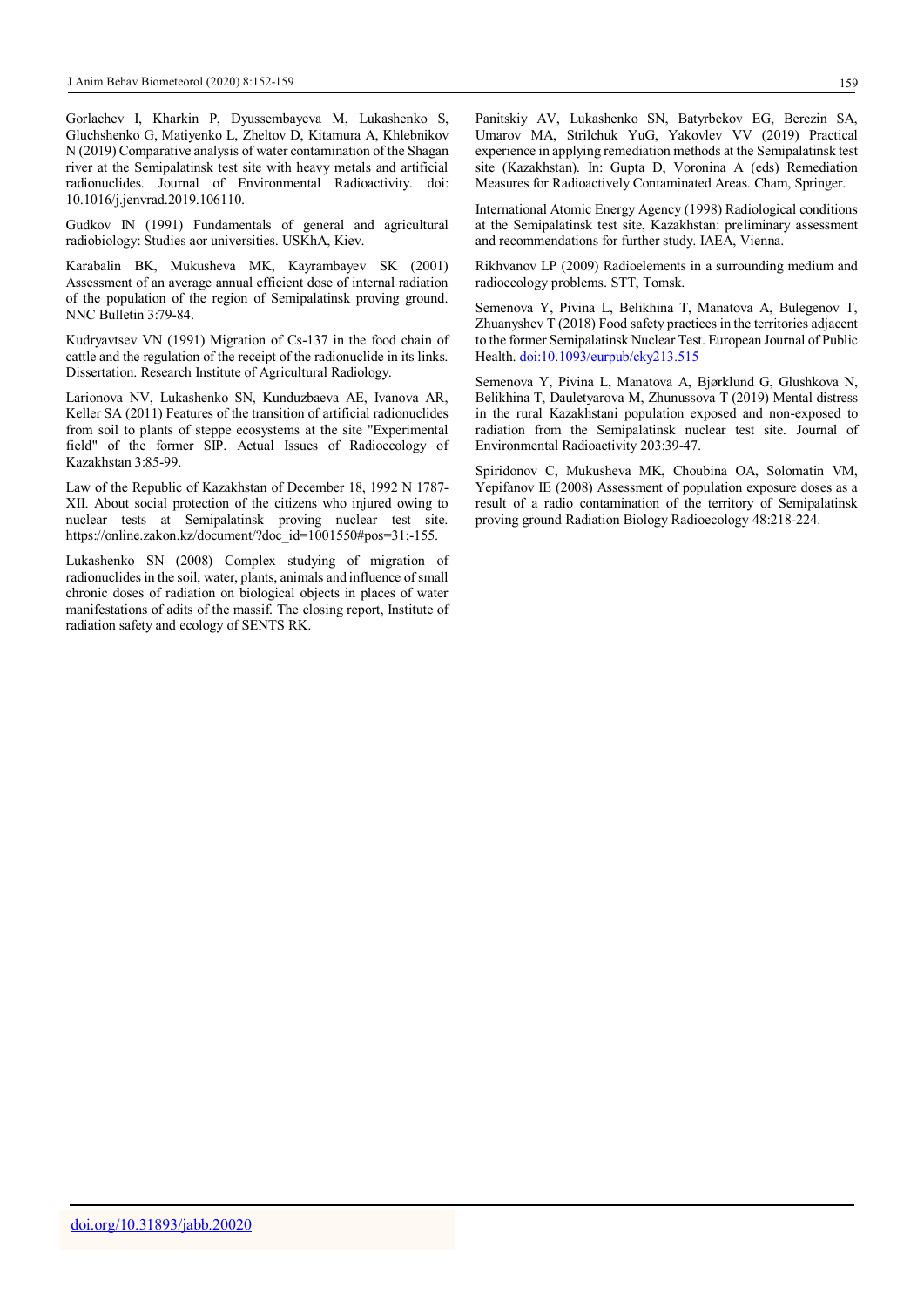Gorlachev I, Kharkin P, Dyussembayeva M, Lukashenko S, Gluchshenko G, Matiyenko L, Zheltov D, Kitamura A, Khlebnikov N (2019) Comparative analysis of water contamination of the Shagan river at the Semipalatinsk test site with heavy metals and artificial radionuclides. Journal of Environmental Radioactivity. doi: 10.1016/j.jenvrad.2019.106110.

Gudkov IN (1991) Fundamentals of general and agricultural radiobiology: Studies aor universities. USKhA, Kiev.

Karabalin BK, Mukusheva MK, Kayrambayev SK (2001) Assessment of an average annual efficient dose of internal radiation of the population of the region of Semipalatinsk proving ground. NNC Bulletin 3:79-84.

Kudryavtsev VN (1991) Migration of Cs-137 in the food chain of cattle and the regulation of the receipt of the radionuclide in its links. Dissertation. Research Institute of Agricultural Radiology.

Larionova NV, Lukashenko SN, Kunduzbaeva AE, Ivanova AR, Keller SA (2011) Features of the transition of artificial radionuclides from soil to plants of steppe ecosystems at the site "Experimental field" of the former SIP. Actual Issues of Radioecology of Kazakhstan 3:85-99.

Law of the Republic of Kazakhstan of December 18, 1992 N 1787-XII. About social protection of the citizens who injured owing to nuclear tests at Semipalatinsk proving nuclear test site. https://online.zakon.kz/document/?doc_id=1001550#pos=31;-155.

Lukashenko SN (2008) Complex studying of migration of radionuclides in the soil, water, plants, animals and influence of small chronic doses of radiation on biological objects in places of water manifestations of adits of the massif. The closing report, Institute of radiation safety and ecology of SENTS RK.

Panitskiy AV, Lukashenko SN, Batyrbekov EG, Berezin SA, Umarov MA, Strilchuk YuG, Yakovlev VV (2019) Practical experience in applying remediation methods at the Semipalatinsk test site (Kazakhstan). In: Gupta D, Voronina A (eds) Remediation Measures for Radioactively Contaminated Areas. Cham, Springer.

International Atomic Energy Agency (1998) Radiological conditions at the Semipalatinsk test site, Kazakhstan: preliminary assessment and recommendations for further study. IAEA, Vienna.

Rikhvanov LP (2009) Radioelements in a surrounding medium and radioecology problems. STT, Tomsk.

Semenova Y, Pivina L, Belikhina T, Manatova A, Bulegenov T, Zhuanyshev T (2018) Food safety practices in the territories adjacent to the former Semipalatinsk Nuclear Test. European Journal of Public Health. doi:10.1093/eurpub/cky213.515

Semenova Y, Pivina L, Manatova A, Bjørklund G, Glushkova N, Belikhina T, Dauletyarova M, Zhunussova T (2019) Mental distress in the rural Kazakhstani population exposed and non-exposed to radiation from the Semipalatinsk nuclear test site. Journal of Environmental Radioactivity 203:39-47.

Spiridonov C, Mukusheva MK, Choubina OA, Solomatin VM, Yepifanov IE (2008) Assessment of population exposure doses as a result of a radio contamination of the territory of Semipalatinsk proving ground Radiation Biology Radioecology 48:218-224.